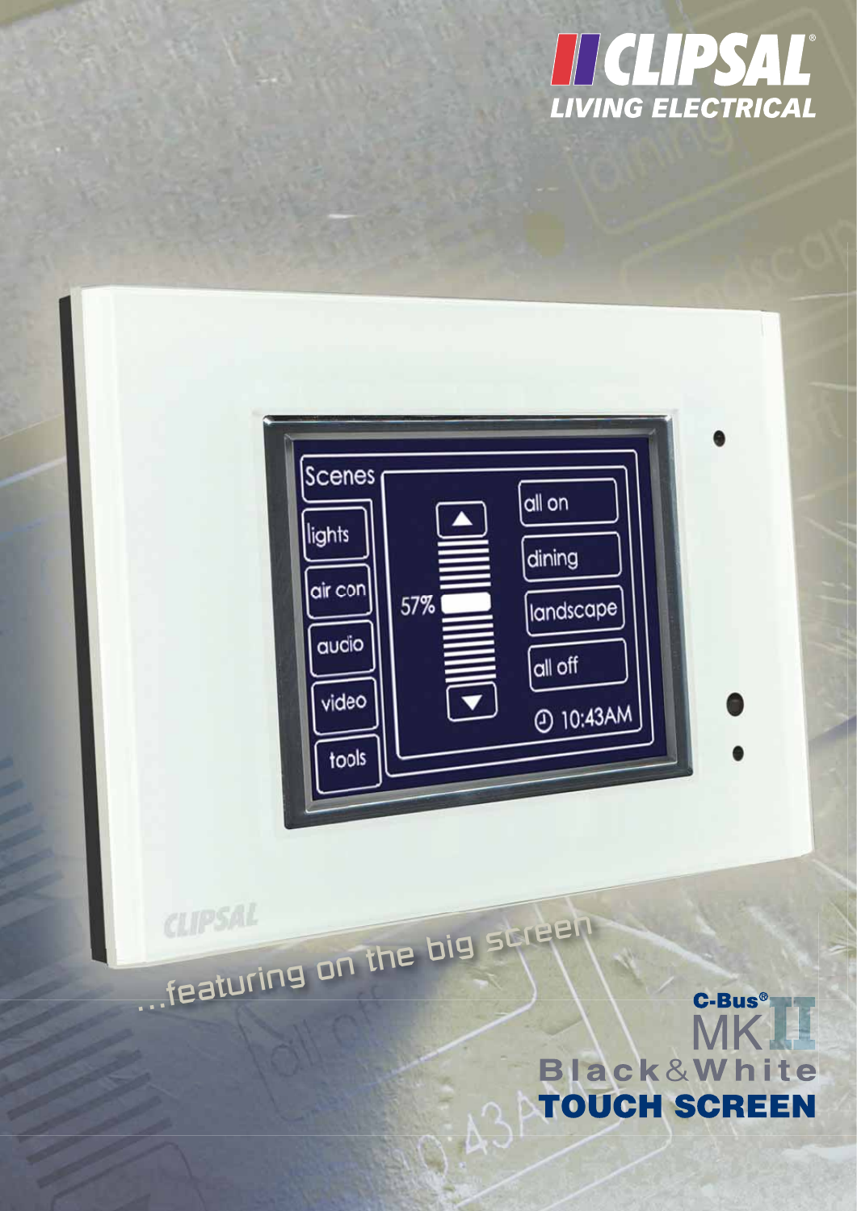# CLIPSAL

**LIVING ELECTRICAL**

...featuring on the big screen

**C-Bus® MK II**

**Black&White**

# TOUCH SCREEN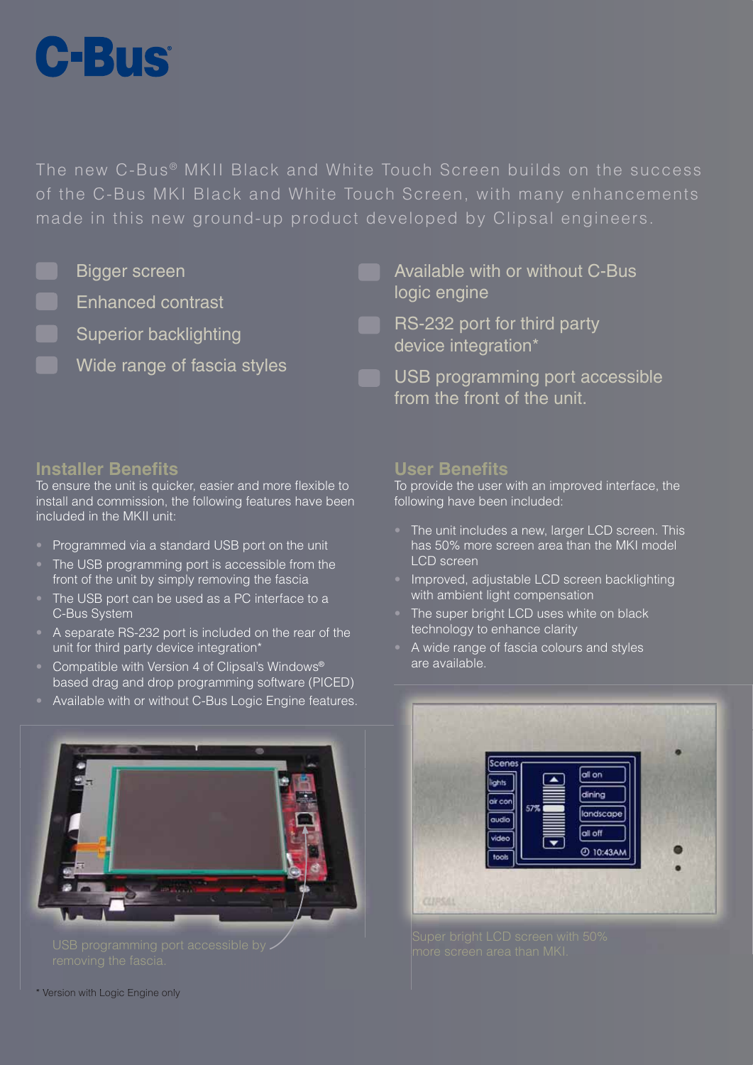# C-Bus®

The new C-Bus® MKII Black and White Touch Screen builds on the success of the C-Bus MKI Black and White Touch Screen, with many enhancements made in this new ground-up product developed by Clipsal engineers.

- Bigger screen
- Enhanced contrast
- Superior backlighting
- Wide range of fascia styles
- Available with or without C-Bus logic engine
- RS-232 port for third party device integration*
- USB programming port accessible from the front of the unit.

## Installer Benefits

To ensure the unit is quicker, easier and more flexible to install and commission, the following features have been included in the MKII unit:

- Programmed via a standard USB port on the unit
- The USB programming port is accessible from the front of the unit by simply removing the fascia
- The USB port can be used as a PC interface to a C-Bus System
- A separate RS-232 port is included on the rear of the unit for third party device integration*
- Compatible with Version 4 of Clipsal's Windows® based drag and drop programming software (PICED)
- Available with or without C-Bus Logic Engine features.

USB programming port accessible by removing the fascia.

## User Benefits

To provide the user with an improved interface, the following have been included:

- The unit includes a new, larger LCD screen. This has 50% more screen area than the MKI model LCD screen
- Improved, adjustable LCD screen backlighting with ambient light compensation
- The super bright LCD uses white on black technology to enhance clarity
- A wide range of fascia colours and styles are available.

Super bright LCD screen with 50% more screen area than MKI.

\* Version with Logic Engine only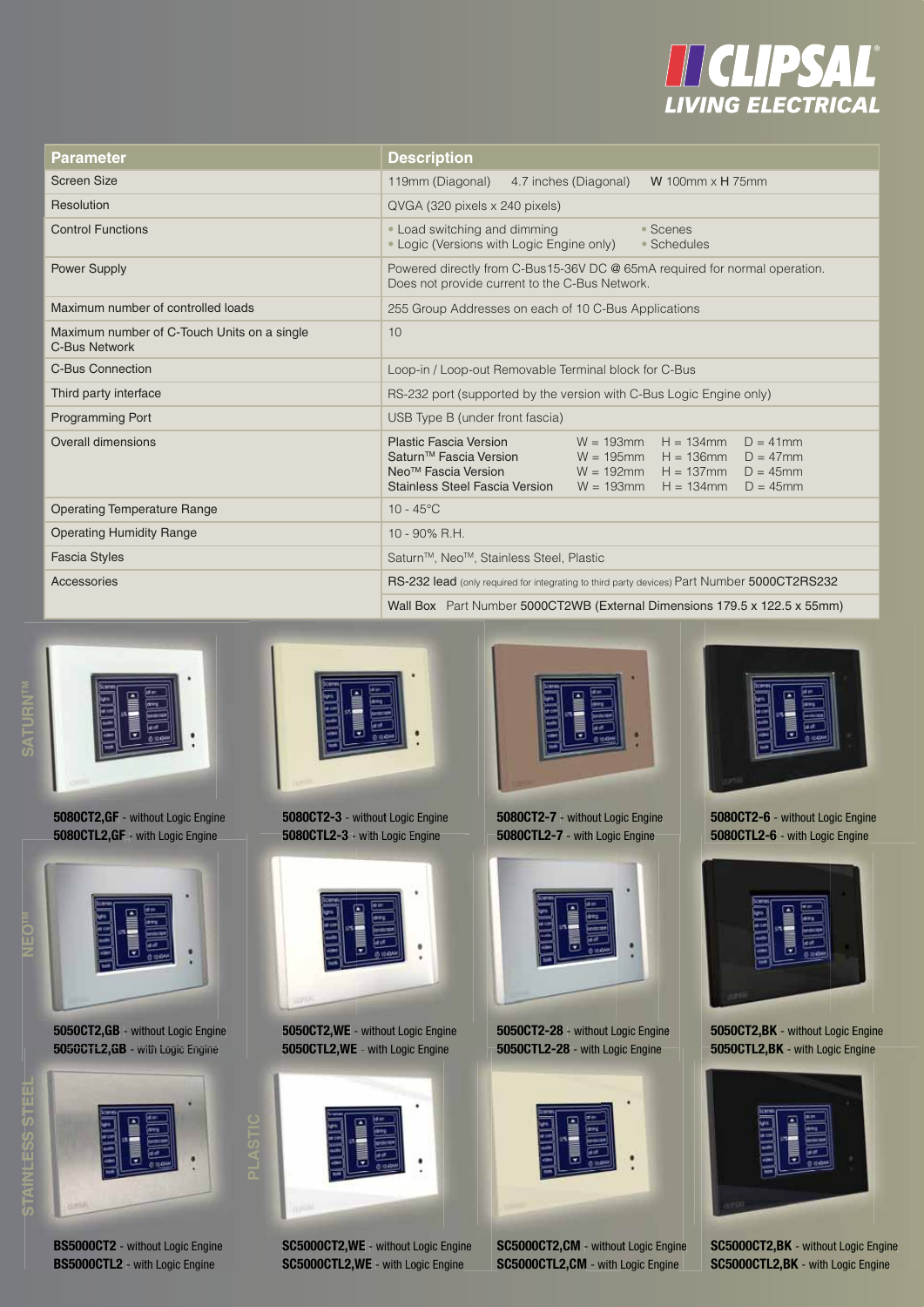**CLIPSAL**
**LIVING ELECTRICAL**

| Parameter | Description |
| --- | --- |
| Screen Size | 119mm (Diagonal)   4.7 inches (Diagonal)   **W** 100mm x **H** 75mm |
| Resolution | QVGA (320 pixels x 240 pixels) |
| Control Functions | • Load switching and dimming • Logic (Versions with Logic Engine only) • Scenes • Schedules |
| Power Supply | Powered directly from C-Bus15-36V DC @ 65mA required for normal operation. Does not provide current to the C-Bus Network. |
| Maximum number of controlled loads | 255 Group Addresses on each of 10 C-Bus Applications |
| Maximum number of C-Touch Units on a single C-Bus Network | 10 |
| C-Bus Connection | Loop-in / Loop-out Removable Terminal block for C-Bus |
| Third party interface | RS-232 port (supported by the version with C-Bus Logic Engine only) |
| Programming Port | USB Type B (under front fascia) |
| Overall dimensions | Plastic Fascia Version W = 193mm H = 134mm D = 41mm<br>Saturn™ Fascia Version W = 195mm H = 136mm D = 47mm<br>Neo™ Fascia Version W = 192mm H = 137mm D = 45mm<br>Stainless Steel Fascia Version W = 193mm H = 134mm D = 45mm |
| Operating Temperature Range | 10 - 45°C |
| Operating Humidity Range | 10 - 90% R.H. |
| Fascia Styles | Saturn™, Neo™, Stainless Steel, Plastic |
| Accessories | RS-232 lead (only required for integrating to third party devices) Part Number 5000CT2RS232 |
| | Wall Box Part Number 5000CT2WB (External Dimensions 179.5 x 122.5 x 55mm) |

**SATURN™**

**5080CT2,GF** - without Logic Engine
**5080CTL2,GF** - with Logic Engine

**5080CT2-3** - without Logic Engine
**5080CTL2-3** - with Logic Engine

**5080CT2-7** - without Logic Engine
**5080CTL2-7** - with Logic Engine

**5080CT2-6** - without Logic Engine
**5080CTL2-6** - with Logic Engine

**NEO™**

**5050CT2,GB** - without Logic Engine
**5050CTL2,GB** - with Logic Engine

**5050CT2,WE** - without Logic Engine
**5050CTL2,WE** - with Logic Engine

**5050CT2-28** - without Logic Engine
**5050CTL2-28** - with Logic Engine

**5050CT2,BK** - without Logic Engine
**5050CTL2,BK** - with Logic Engine

**STAINLESS STEEL**

**BS5000CT2** - without Logic Engine
**BS5000CTL2** - with Logic Engine

**PLASTIC**

**SC5000CT2,WE** - without Logic Engine
**SC5000CTL2,WE** - with Logic Engine

**SC5000CT2,CM** - without Logic Engine
**SC5000CTL2,CM** - with Logic Engine

**SC5000CT2,BK** - without Logic Engine
**SC5000CTL2,BK** - with Logic Engine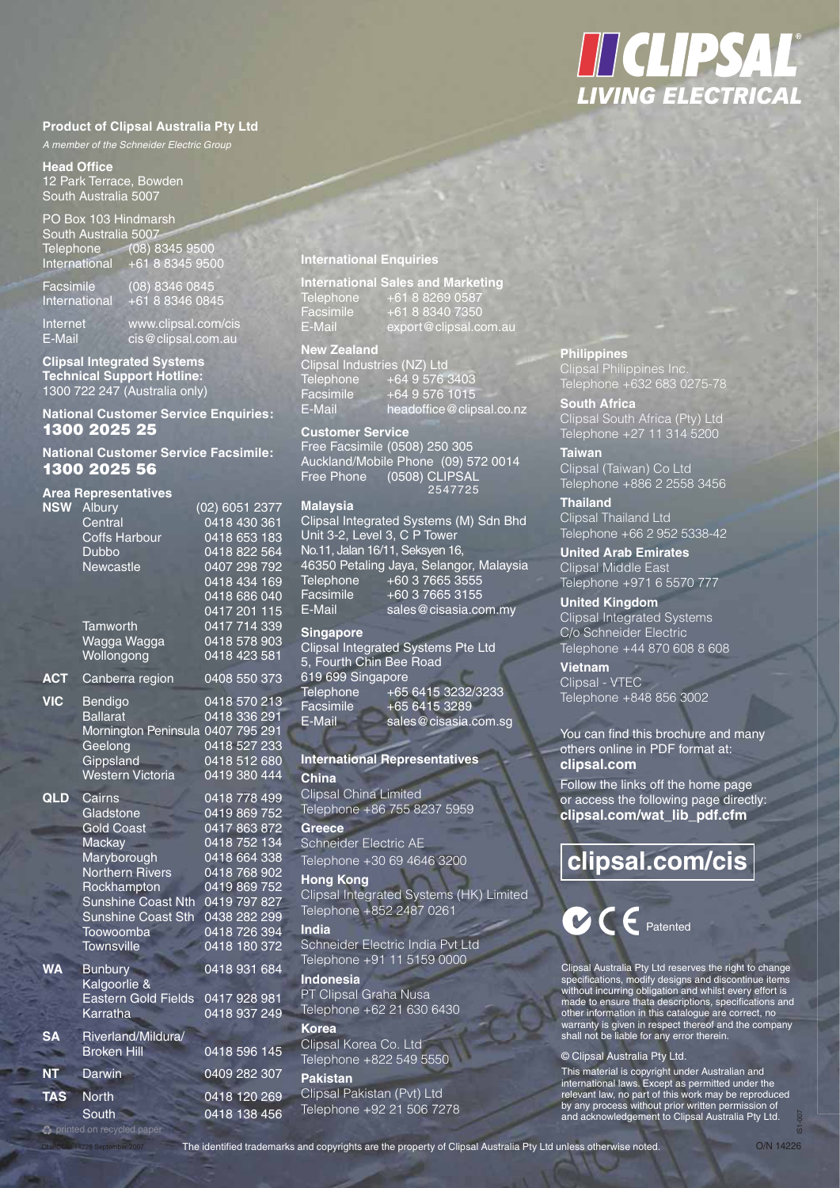**CLIPSAL**
*LIVING ELECTRICAL*

**Product of Clipsal Australia Pty Ltd**

*A member of the Schneider Electric Group*

**Head Office**
12 Park Terrace, Bowden
South Australia 5007

PO Box 103 Hindmarsh
South Australia 5007

| | |
|---|---|
| Telephone | (08) 8345 9500 |
| International | +61 8 8345 9500 |
| Facsimile | (08) 8346 0845 |
| International | +61 8 8346 0845 |
| Internet | www.clipsal.com/cis |
| E-Mail | cis@clipsal.com.au |

**Clipsal Integrated Systems Technical Support Hotline:**
1300 722 247 (Australia only)

**National Customer Service Enquiries:**
**1300 2025 25**

**National Customer Service Facsimile:**
**1300 2025 56**

**Area Representatives**

| | | |
|---|---|---|
| **NSW** | Albury | (02) 6051 2377 |
| | Central | 0418 430 361 |
| | Coffs Harbour | 0418 653 183 |
| | Dubbo | 0418 822 564 |
| | Newcastle | 0407 298 792 |
| | | 0418 434 169 |
| | | 0418 686 040 |
| | | 0417 201 115 |
| | Tamworth | 0417 714 339 |
| | Wagga Wagga | 0418 578 903 |
| | Wollongong | 0418 423 581 |
| **ACT** | Canberra region | 0408 550 373 |
| **VIC** | Bendigo | 0418 570 213 |
| | Ballarat | 0418 336 291 |
| | Mornington Peninsula | 0407 795 291 |
| | Geelong | 0418 527 233 |
| | Gippsland | 0418 512 680 |
| | Western Victoria | 0419 380 444 |
| **QLD** | Cairns | 0418 778 499 |
| | Gladstone | 0419 869 752 |
| | Gold Coast | 0417 863 872 |
| | Mackay | 0418 752 134 |
| | Maryborough | 0418 664 338 |
| | Northern Rivers | 0418 768 902 |
| | Rockhampton | 0419 869 752 |
| | Sunshine Coast Nth | 0419 797 827 |
| | Sunshine Coast Sth | 0438 282 299 |
| | Toowoomba | 0418 726 394 |
| | Townsville | 0418 180 372 |
| **WA** | Bunbury | 0418 931 684 |
| | Kalgoorlie & Eastern Gold Fields | 0417 928 981 |
| | Karratha | 0418 937 249 |
| **SA** | Riverland/Mildura/ Broken Hill | 0418 596 145 |
| **NT** | Darwin | 0409 282 307 |
| **TAS** | North | 0418 120 269 |
| | South | 0418 138 456 |

printed on recycled paper

**International Enquiries**

**International Sales and Marketing**

| | |
|---|---|
| Telephone | +61 8 8269 0587 |
| Facsimile | +61 8 8340 7350 |
| E-Mail | export@clipsal.com.au |

**New Zealand**
Clipsal Industries (NZ) Ltd

| | |
|---|---|
| Telephone | +64 9 576 3403 |
| Facsimile | +64 9 576 1015 |
| E-Mail | headoffice@clipsal.co.nz |

**Customer Service**
Free Facsimile (0508) 250 305
Auckland/Mobile Phone (09) 572 0014
Free Phone (0508) CLIPSAL 2547725

**Malaysia**
Clipsal Integrated Systems (M) Sdn Bhd
Unit 3-2, Level 3, C P Tower
No.11, Jalan 16/11, Seksyen 16,
46350 Petaling Jaya, Selangor, Malaysia

| | |
|---|---|
| Telephone | +60 3 7665 3555 |
| Facsimile | +60 3 7665 3155 |
| E-Mail | sales@cisasia.com.my |

**Singapore**
Clipsal Integrated Systems Pte Ltd
5, Fourth Chin Bee Road
619 699 Singapore

| | |
|---|---|
| Telephone | +65 6415 3232/3233 |
| Facsimile | +65 6415 3289 |
| E-Mail | sales@cisasia.com.sg |

**International Representatives**

**China**
Clipsal China Limited
Telephone +86 755 8237 5959

**Greece**
Schneider Electric AE
Telephone +30 69 4646 3200

**Hong Kong**
Clipsal Integrated Systems (HK) Limited
Telephone +852 2487 0261

**India**
Schneider Electric India Pvt Ltd
Telephone +91 11 5159 0000

**Indonesia**
PT Clipsal Graha Nusa
Telephone +62 21 630 6430

**Korea**
Clipsal Korea Co. Ltd
Telephone +822 549 5550

**Pakistan**
Clipsal Pakistan (Pvt) Ltd
Telephone +92 21 506 7278

**Philippines**
Clipsal Philippines Inc.
Telephone +632 683 0275-78

**South Africa**
Clipsal South Africa (Pty) Ltd
Telephone +27 11 314 5200

**Taiwan**
Clipsal (Taiwan) Co Ltd
Telephone +886 2 2558 3456

**Thailand**
Clipsal Thailand Ltd
Telephone +66 2 952 5338-42

**United Arab Emirates**
Clipsal Middle East
Telephone +971 6 5570 777

**United Kingdom**
Clipsal Integrated Systems
C/o Schneider Electric
Telephone +44 870 608 8 608

**Vietnam**
Clipsal - VTEC
Telephone +848 856 3002

You can find this brochure and many others online in PDF format at:
**clipsal.com**

Follow the links off the home page or access the following page directly:
**clipsal.com/wat_lib_pdf.cfm**

**clipsal.com/cis**

CE Patented

Clipsal Australia Pty Ltd reserves the right to change specifications, modify designs and discontinue items without incurring obligation and whilst every effort is made to ensure thata descriptions, specifications and other information in this catalogue are correct, no warranty is given in respect thereof and the company shall not be liable for any error therein.

© Clipsal Australia Pty Ltd.

This material is copyright under Australian and international laws. Except as permitted under the relevant law, no part of this work may be reproduced by any process without prior written permission of and acknowledgement to Clipsal Australia Pty Ltd.

CLIPCAT 14226 September 2007

The identified trademarks and copyrights are the property of Clipsal Australia Pty Ltd unless otherwise noted.

O/N 14226